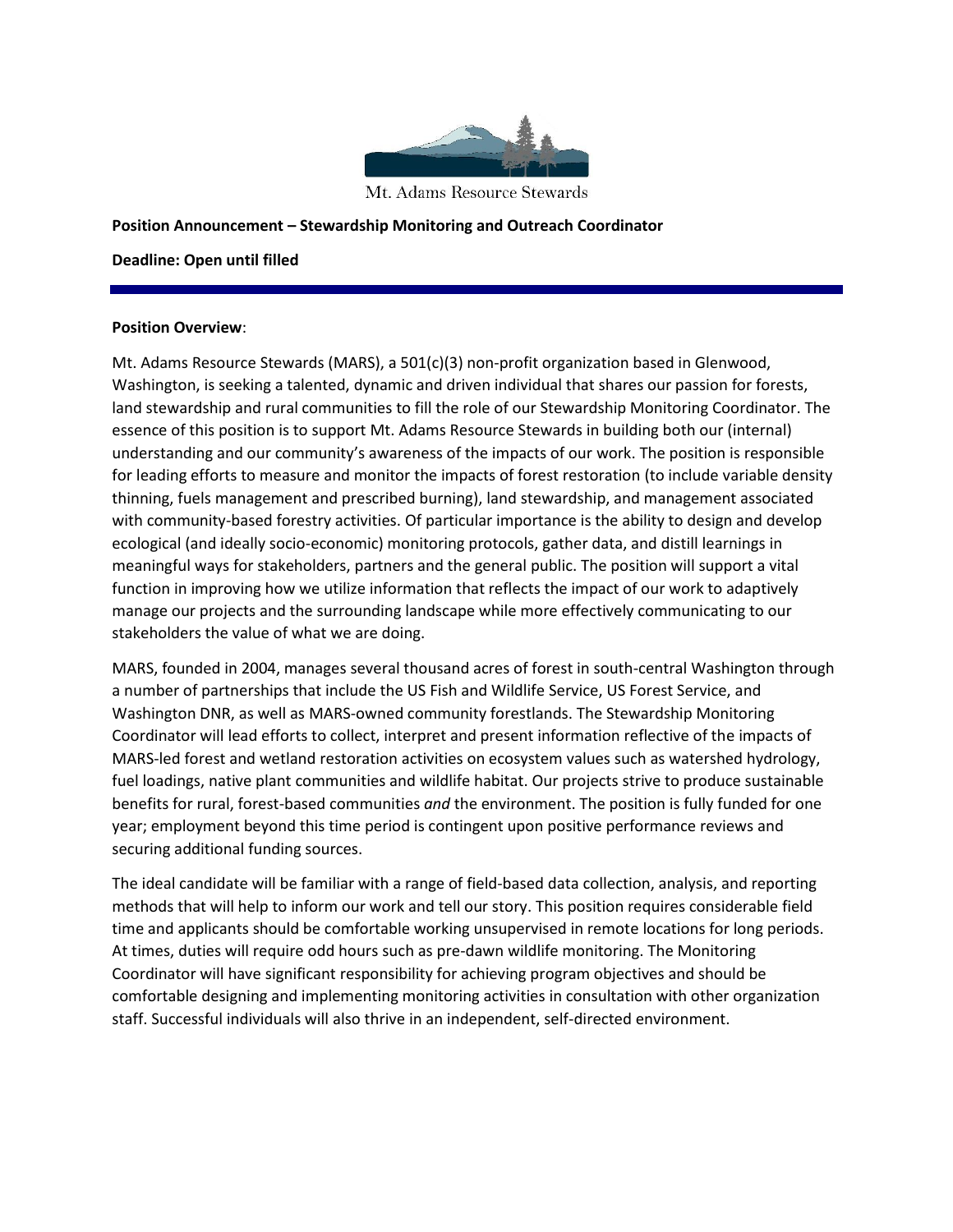Mt. Adams Resource Stewards

**Position Announcement – Stewardship Monitoring and Outreach Coordinator**

**Deadline: Open until filled**

---

**Position Overview**:

Mt. Adams Resource Stewards (MARS), a 501(c)(3) non-profit organization based in Glenwood, Washington, is seeking a talented, dynamic and driven individual that shares our passion for forests, land stewardship and rural communities to fill the role of our Stewardship Monitoring Coordinator. The essence of this position is to support Mt. Adams Resource Stewards in building both our (internal) understanding and our community's awareness of the impacts of our work. The position is responsible for leading efforts to measure and monitor the impacts of forest restoration (to include variable density thinning, fuels management and prescribed burning), land stewardship, and management associated with community-based forestry activities. Of particular importance is the ability to design and develop ecological (and ideally socio-economic) monitoring protocols, gather data, and distill learnings in meaningful ways for stakeholders, partners and the general public. The position will support a vital function in improving how we utilize information that reflects the impact of our work to adaptively manage our projects and the surrounding landscape while more effectively communicating to our stakeholders the value of what we are doing.

MARS, founded in 2004, manages several thousand acres of forest in south-central Washington through a number of partnerships that include the US Fish and Wildlife Service, US Forest Service, and Washington DNR, as well as MARS-owned community forestlands. The Stewardship Monitoring Coordinator will lead efforts to collect, interpret and present information reflective of the impacts of MARS-led forest and wetland restoration activities on ecosystem values such as watershed hydrology, fuel loadings, native plant communities and wildlife habitat. Our projects strive to produce sustainable benefits for rural, forest-based communities *and* the environment. The position is fully funded for one year; employment beyond this time period is contingent upon positive performance reviews and securing additional funding sources.

The ideal candidate will be familiar with a range of field-based data collection, analysis, and reporting methods that will help to inform our work and tell our story. This position requires considerable field time and applicants should be comfortable working unsupervised in remote locations for long periods. At times, duties will require odd hours such as pre-dawn wildlife monitoring. The Monitoring Coordinator will have significant responsibility for achieving program objectives and should be comfortable designing and implementing monitoring activities in consultation with other organization staff. Successful individuals will also thrive in an independent, self-directed environment.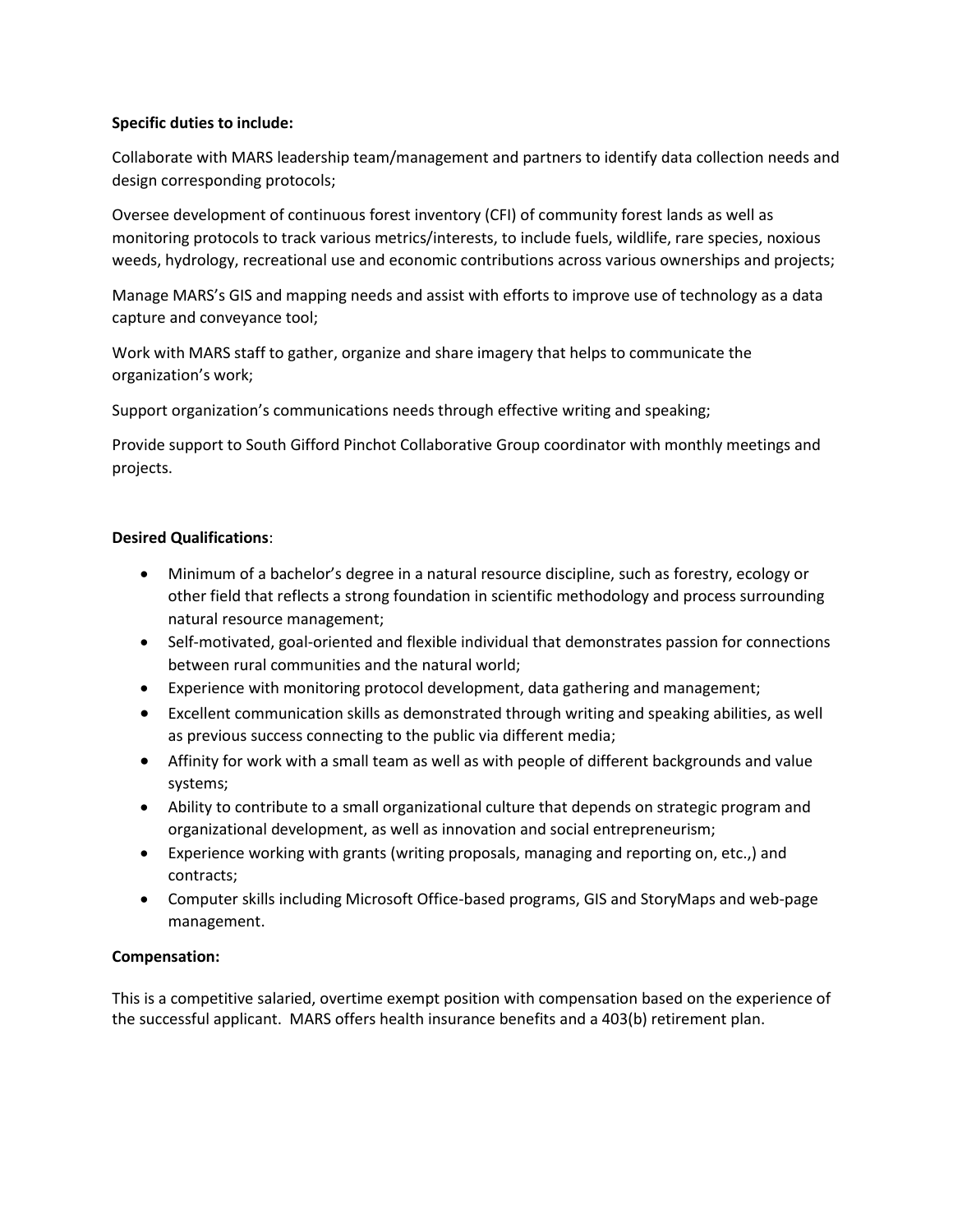**Specific duties to include:**

Collaborate with MARS leadership team/management and partners to identify data collection needs and design corresponding protocols;

Oversee development of continuous forest inventory (CFI) of community forest lands as well as monitoring protocols to track various metrics/interests, to include fuels, wildlife, rare species, noxious weeds, hydrology, recreational use and economic contributions across various ownerships and projects;

Manage MARS's GIS and mapping needs and assist with efforts to improve use of technology as a data capture and conveyance tool;

Work with MARS staff to gather, organize and share imagery that helps to communicate the organization's work;

Support organization's communications needs through effective writing and speaking;

Provide support to South Gifford Pinchot Collaborative Group coordinator with monthly meetings and projects.

**Desired Qualifications**:

- Minimum of a bachelor's degree in a natural resource discipline, such as forestry, ecology or other field that reflects a strong foundation in scientific methodology and process surrounding natural resource management;
- Self-motivated, goal-oriented and flexible individual that demonstrates passion for connections between rural communities and the natural world;
- Experience with monitoring protocol development, data gathering and management;
- Excellent communication skills as demonstrated through writing and speaking abilities, as well as previous success connecting to the public via different media;
- Affinity for work with a small team as well as with people of different backgrounds and value systems;
- Ability to contribute to a small organizational culture that depends on strategic program and organizational development, as well as innovation and social entrepreneurism;
- Experience working with grants (writing proposals, managing and reporting on, etc.,) and contracts;
- Computer skills including Microsoft Office-based programs, GIS and StoryMaps and web-page management.

**Compensation:**

This is a competitive salaried, overtime exempt position with compensation based on the experience of the successful applicant. MARS offers health insurance benefits and a 403(b) retirement plan.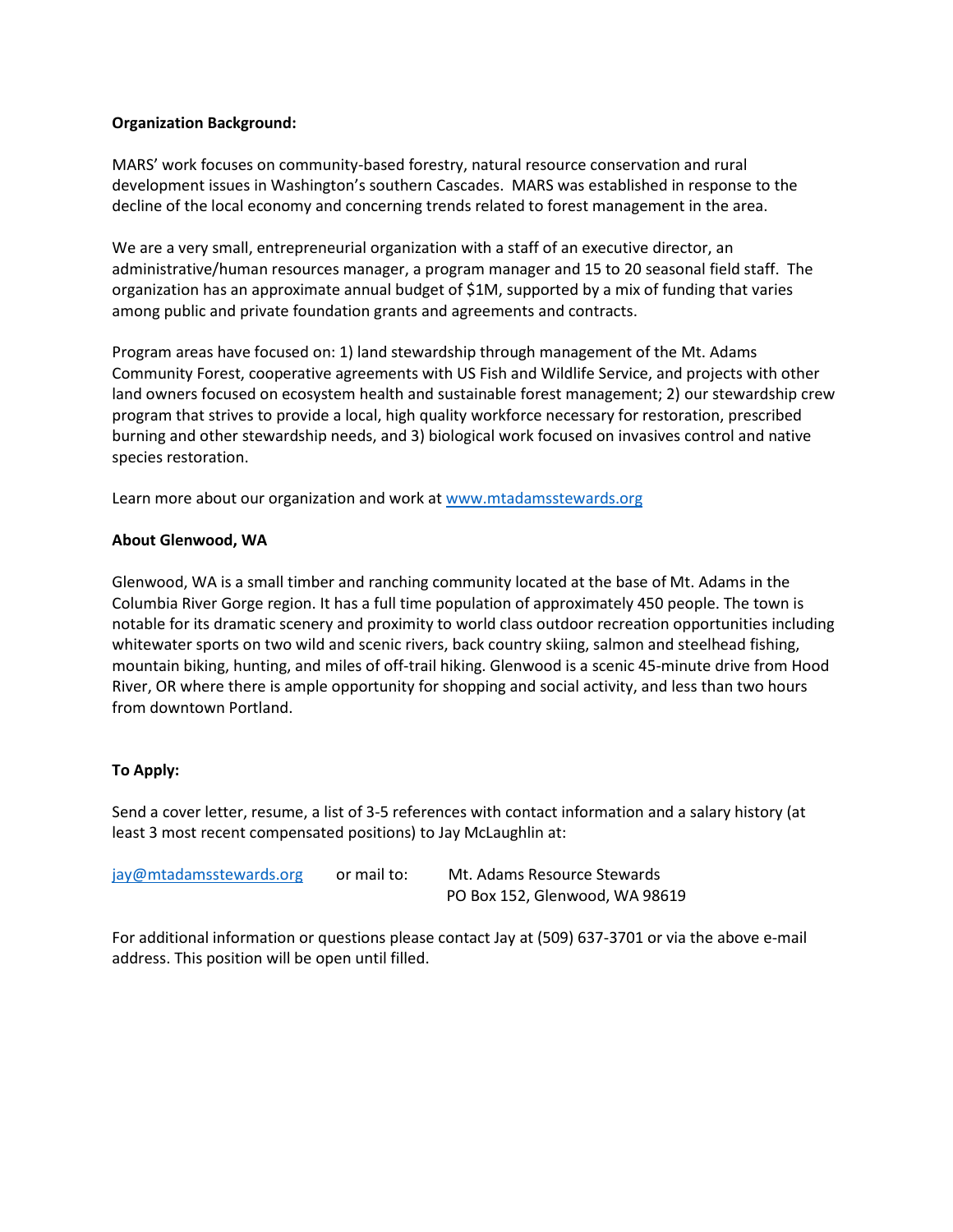**Organization Background:**

MARS' work focuses on community-based forestry, natural resource conservation and rural development issues in Washington's southern Cascades. MARS was established in response to the decline of the local economy and concerning trends related to forest management in the area.

We are a very small, entrepreneurial organization with a staff of an executive director, an administrative/human resources manager, a program manager and 15 to 20 seasonal field staff. The organization has an approximate annual budget of $1M, supported by a mix of funding that varies among public and private foundation grants and agreements and contracts.

Program areas have focused on: 1) land stewardship through management of the Mt. Adams Community Forest, cooperative agreements with US Fish and Wildlife Service, and projects with other land owners focused on ecosystem health and sustainable forest management; 2) our stewardship crew program that strives to provide a local, high quality workforce necessary for restoration, prescribed burning and other stewardship needs, and 3) biological work focused on invasives control and native species restoration.

Learn more about our organization and work at [www.mtadamsstewards.org](http://www.mtadamsstewards.org)

**About Glenwood, WA**

Glenwood, WA is a small timber and ranching community located at the base of Mt. Adams in the Columbia River Gorge region. It has a full time population of approximately 450 people. The town is notable for its dramatic scenery and proximity to world class outdoor recreation opportunities including whitewater sports on two wild and scenic rivers, back country skiing, salmon and steelhead fishing, mountain biking, hunting, and miles of off-trail hiking. Glenwood is a scenic 45-minute drive from Hood River, OR where there is ample opportunity for shopping and social activity, and less than two hours from downtown Portland.

**To Apply:**

Send a cover letter, resume, a list of 3-5 references with contact information and a salary history (at least 3 most recent compensated positions) to Jay McLaughlin at:

[jay@mtadamsstewards.org](mailto:jay@mtadamsstewards.org) or mail to: Mt. Adams Resource Stewards
PO Box 152, Glenwood, WA 98619

For additional information or questions please contact Jay at (509) 637-3701 or via the above e-mail address. This position will be open until filled.